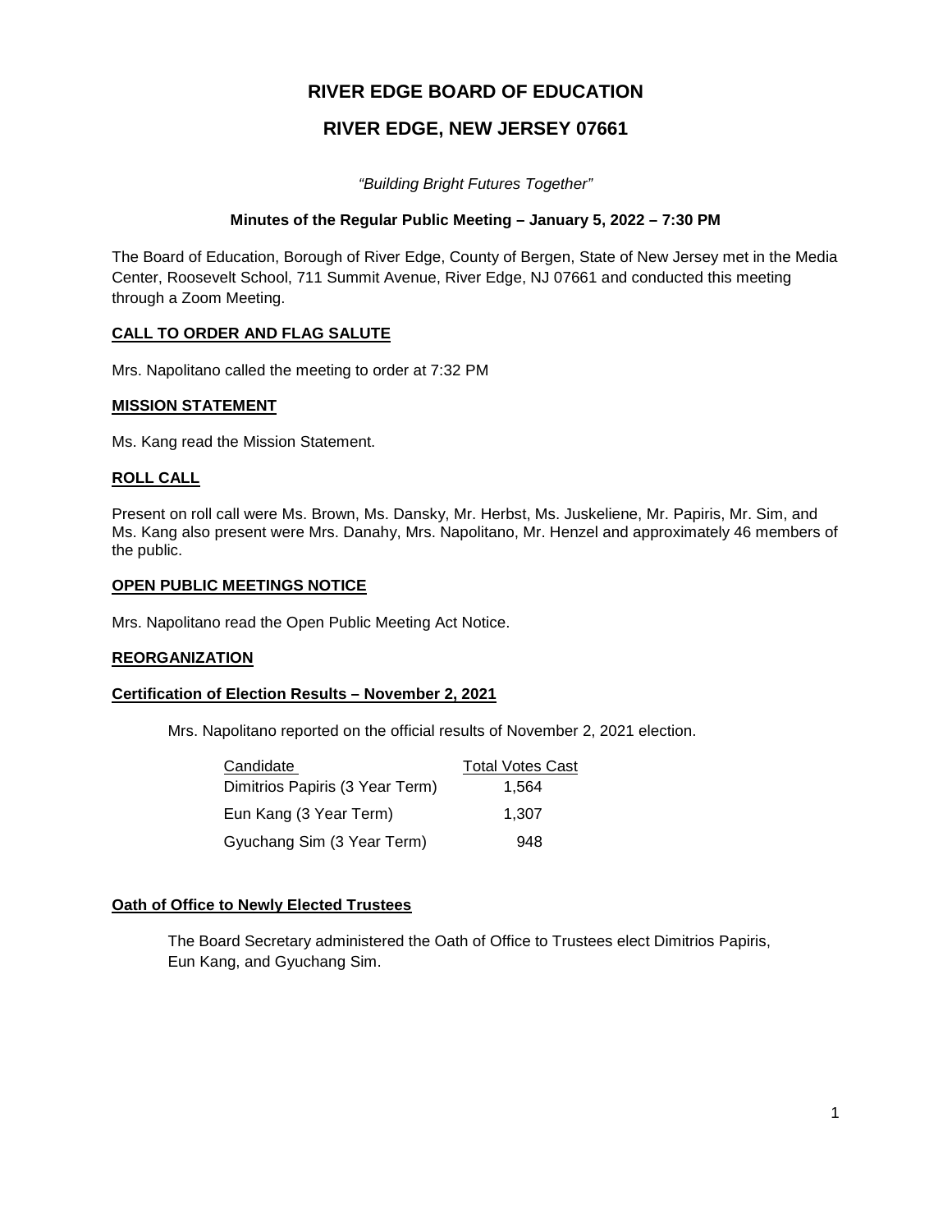# RIVER EDGE BOARD OF EDUCATION

# RIVER EDGE, NEW JERSEY 07661

*"Building Bright Futures Together"*

**Minutes of the Regular Public Meeting – January 5, 2022 – 7:30 PM**

The Board of Education, Borough of River Edge, County of Bergen, State of New Jersey met in the Media Center, Roosevelt School, 711 Summit Avenue, River Edge, NJ 07661 and conducted this meeting through a Zoom Meeting.

## CALL TO ORDER AND FLAG SALUTE

Mrs. Napolitano called the meeting to order at 7:32 PM

## MISSION STATEMENT

Ms. Kang read the Mission Statement.

## ROLL CALL

Present on roll call were Ms. Brown, Ms. Dansky, Mr. Herbst, Ms. Juskeliene, Mr. Papiris, Mr. Sim, and Ms. Kang also present were Mrs. Danahy, Mrs. Napolitano, Mr. Henzel and approximately 46 members of the public.

## OPEN PUBLIC MEETINGS NOTICE

Mrs. Napolitano read the Open Public Meeting Act Notice.

## REORGANIZATION

### Certification of Election Results – November 2, 2021

Mrs. Napolitano reported on the official results of November 2, 2021 election.

| Candidate | Total Votes Cast |
|---|---|
| Dimitrios Papiris (3 Year Term) | 1,564 |
| Eun Kang (3 Year Term) | 1,307 |
| Gyuchang Sim (3 Year Term) | 948 |

### Oath of Office to Newly Elected Trustees

The Board Secretary administered the Oath of Office to Trustees elect Dimitrios Papiris, Eun Kang, and Gyuchang Sim.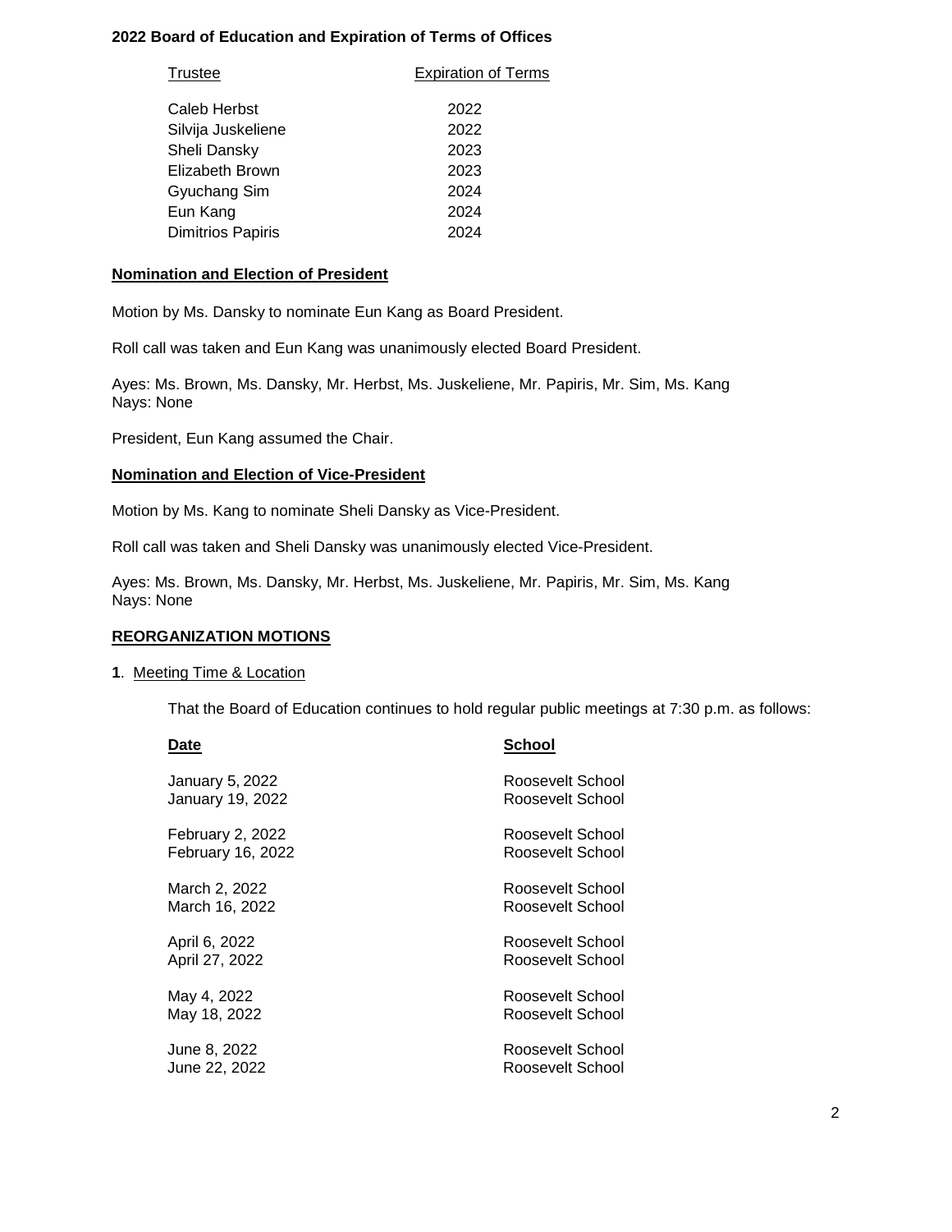**2022 Board of Education and Expiration of Terms of Offices**

| Trustee | Expiration of Terms |
| --- | --- |
| Caleb Herbst | 2022 |
| Silvija Juskeliene | 2022 |
| Sheli Dansky | 2023 |
| Elizabeth Brown | 2023 |
| Gyuchang Sim | 2024 |
| Eun Kang | 2024 |
| Dimitrios Papiris | 2024 |

**Nomination and Election of President**

Motion by Ms. Dansky to nominate Eun Kang as Board President.

Roll call was taken and Eun Kang was unanimously elected Board President.

Ayes: Ms. Brown, Ms. Dansky, Mr. Herbst, Ms. Juskeliene, Mr. Papiris, Mr. Sim, Ms. Kang
Nays: None

President, Eun Kang assumed the Chair.

**Nomination and Election of Vice-President**

Motion by Ms. Kang to nominate Sheli Dansky as Vice-President.

Roll call was taken and Sheli Dansky was unanimously elected Vice-President.

Ayes: Ms. Brown, Ms. Dansky, Mr. Herbst, Ms. Juskeliene, Mr. Papiris, Mr. Sim, Ms. Kang
Nays: None

**REORGANIZATION MOTIONS**

**1**. Meeting Time & Location

That the Board of Education continues to hold regular public meetings at 7:30 p.m. as follows:

| Date | School |
| --- | --- |
| January 5, 2022 | Roosevelt School |
| January 19, 2022 | Roosevelt School |
| February 2, 2022 | Roosevelt School |
| February 16, 2022 | Roosevelt School |
| March 2, 2022 | Roosevelt School |
| March 16, 2022 | Roosevelt School |
| April 6, 2022 | Roosevelt School |
| April 27, 2022 | Roosevelt School |
| May 4, 2022 | Roosevelt School |
| May 18, 2022 | Roosevelt School |
| June 8, 2022 | Roosevelt School |
| June 22, 2022 | Roosevelt School |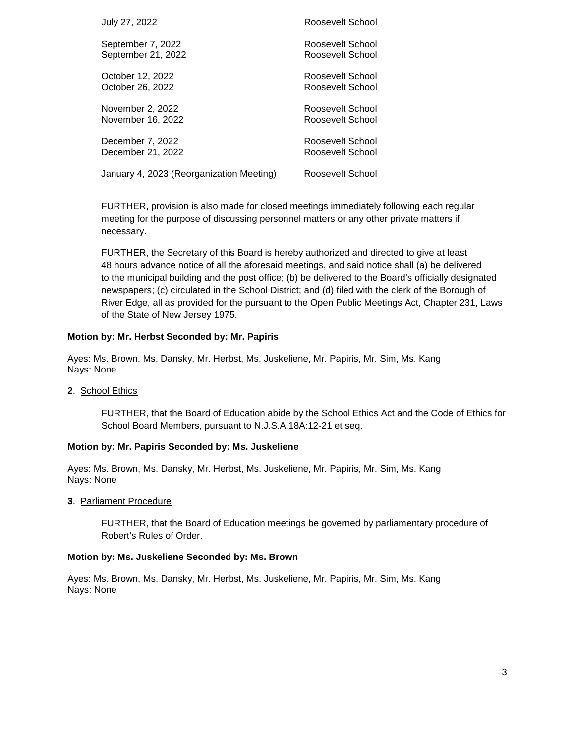| | |
|---|---|
| July 27, 2022 | Roosevelt School |
| September 7, 2022 | Roosevelt School |
| September 21, 2022 | Roosevelt School |
| October 12, 2022 | Roosevelt School |
| October 26, 2022 | Roosevelt School |
| November 2, 2022 | Roosevelt School |
| November 16, 2022 | Roosevelt School |
| December 7, 2022 | Roosevelt School |
| December 21, 2022 | Roosevelt School |
| January 4, 2023 (Reorganization Meeting) | Roosevelt School |

FURTHER, provision is also made for closed meetings immediately following each regular meeting for the purpose of discussing personnel matters or any other private matters if necessary.

FURTHER, the Secretary of this Board is hereby authorized and directed to give at least 48 hours advance notice of all the aforesaid meetings, and said notice shall (a) be delivered to the municipal building and the post office; (b) be delivered to the Board's officially designated newspapers; (c) circulated in the School District; and (d) filed with the clerk of the Borough of River Edge, all as provided for the pursuant to the Open Public Meetings Act, Chapter 231, Laws of the State of New Jersey 1975.

**Motion by: Mr. Herbst Seconded by: Mr. Papiris**

Ayes: Ms. Brown, Ms. Dansky, Mr. Herbst, Ms. Juskeliene, Mr. Papiris, Mr. Sim, Ms. Kang
Nays: None

**2**. School Ethics

FURTHER, that the Board of Education abide by the School Ethics Act and the Code of Ethics for School Board Members, pursuant to N.J.S.A.18A:12-21 et seq.

**Motion by: Mr. Papiris Seconded by: Ms. Juskeliene**

Ayes: Ms. Brown, Ms. Dansky, Mr. Herbst, Ms. Juskeliene, Mr. Papiris, Mr. Sim, Ms. Kang
Nays: None

**3**. Parliament Procedure

FURTHER, that the Board of Education meetings be governed by parliamentary procedure of Robert's Rules of Order.

**Motion by: Ms. Juskeliene Seconded by: Ms. Brown**

Ayes: Ms. Brown, Ms. Dansky, Mr. Herbst, Ms. Juskeliene, Mr. Papiris, Mr. Sim, Ms. Kang
Nays: None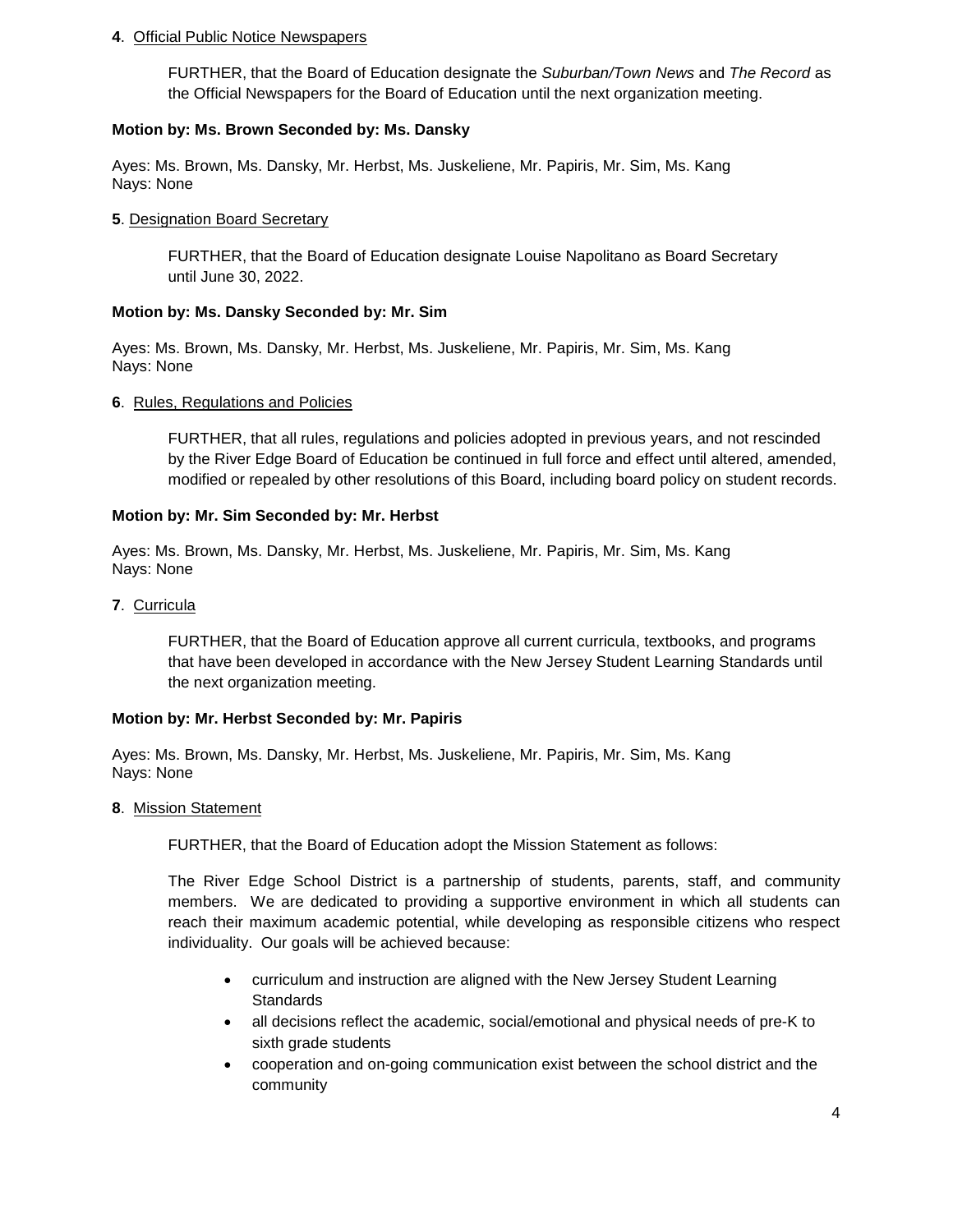**4**. <u>Official Public Notice Newspapers</u>

FURTHER, that the Board of Education designate the *Suburban/Town News* and *The Record* as the Official Newspapers for the Board of Education until the next organization meeting.

**Motion by: Ms. Brown Seconded by: Ms. Dansky**

Ayes: Ms. Brown, Ms. Dansky, Mr. Herbst, Ms. Juskeliene, Mr. Papiris, Mr. Sim, Ms. Kang
Nays: None

**5**. <u>Designation Board Secretary</u>

FURTHER, that the Board of Education designate Louise Napolitano as Board Secretary until June 30, 2022.

**Motion by: Ms. Dansky Seconded by: Mr. Sim**

Ayes: Ms. Brown, Ms. Dansky, Mr. Herbst, Ms. Juskeliene, Mr. Papiris, Mr. Sim, Ms. Kang
Nays: None

**6**. <u>Rules, Regulations and Policies</u>

FURTHER, that all rules, regulations and policies adopted in previous years, and not rescinded by the River Edge Board of Education be continued in full force and effect until altered, amended, modified or repealed by other resolutions of this Board, including board policy on student records.

**Motion by: Mr. Sim Seconded by: Mr. Herbst**

Ayes: Ms. Brown, Ms. Dansky, Mr. Herbst, Ms. Juskeliene, Mr. Papiris, Mr. Sim, Ms. Kang
Nays: None

**7**. <u>Curricula</u>

FURTHER, that the Board of Education approve all current curricula, textbooks, and programs that have been developed in accordance with the New Jersey Student Learning Standards until the next organization meeting.

**Motion by: Mr. Herbst Seconded by: Mr. Papiris**

Ayes: Ms. Brown, Ms. Dansky, Mr. Herbst, Ms. Juskeliene, Mr. Papiris, Mr. Sim, Ms. Kang
Nays: None

**8**. <u>Mission Statement</u>

FURTHER, that the Board of Education adopt the Mission Statement as follows:

The River Edge School District is a partnership of students, parents, staff, and community members. We are dedicated to providing a supportive environment in which all students can reach their maximum academic potential, while developing as responsible citizens who respect individuality. Our goals will be achieved because:

- curriculum and instruction are aligned with the New Jersey Student Learning Standards
- all decisions reflect the academic, social/emotional and physical needs of pre-K to sixth grade students
- cooperation and on-going communication exist between the school district and the community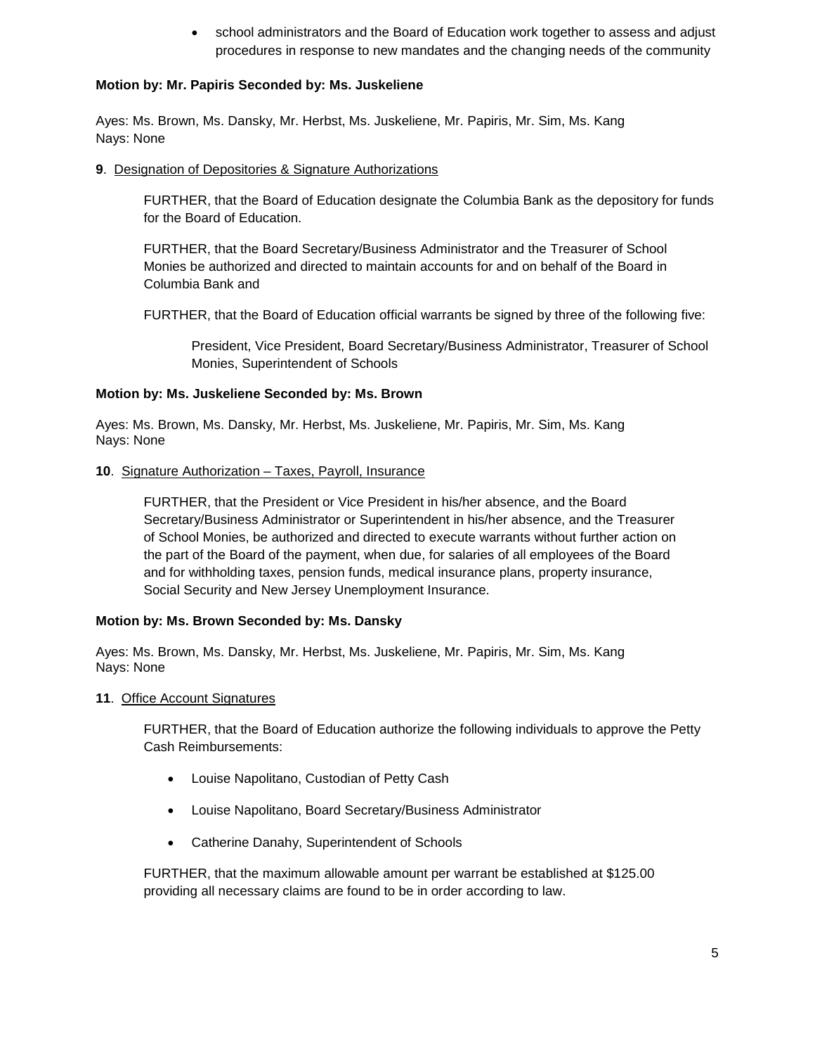- school administrators and the Board of Education work together to assess and adjust procedures in response to new mandates and the changing needs of the community

**Motion by: Mr. Papiris Seconded by: Ms. Juskeliene**

Ayes: Ms. Brown, Ms. Dansky, Mr. Herbst, Ms. Juskeliene, Mr. Papiris, Mr. Sim, Ms. Kang
Nays: None

**9**. <u>Designation of Depositories & Signature Authorizations</u>

FURTHER, that the Board of Education designate the Columbia Bank as the depository for funds for the Board of Education.

FURTHER, that the Board Secretary/Business Administrator and the Treasurer of School Monies be authorized and directed to maintain accounts for and on behalf of the Board in Columbia Bank and

FURTHER, that the Board of Education official warrants be signed by three of the following five:

President, Vice President, Board Secretary/Business Administrator, Treasurer of School Monies, Superintendent of Schools

**Motion by: Ms. Juskeliene Seconded by: Ms. Brown**

Ayes: Ms. Brown, Ms. Dansky, Mr. Herbst, Ms. Juskeliene, Mr. Papiris, Mr. Sim, Ms. Kang
Nays: None

**10**. <u>Signature Authorization – Taxes, Payroll, Insurance</u>

FURTHER, that the President or Vice President in his/her absence, and the Board Secretary/Business Administrator or Superintendent in his/her absence, and the Treasurer of School Monies, be authorized and directed to execute warrants without further action on the part of the Board of the payment, when due, for salaries of all employees of the Board and for withholding taxes, pension funds, medical insurance plans, property insurance, Social Security and New Jersey Unemployment Insurance.

**Motion by: Ms. Brown Seconded by: Ms. Dansky**

Ayes: Ms. Brown, Ms. Dansky, Mr. Herbst, Ms. Juskeliene, Mr. Papiris, Mr. Sim, Ms. Kang
Nays: None

**11**. <u>Office Account Signatures</u>

FURTHER, that the Board of Education authorize the following individuals to approve the Petty Cash Reimbursements:

- Louise Napolitano, Custodian of Petty Cash
- Louise Napolitano, Board Secretary/Business Administrator
- Catherine Danahy, Superintendent of Schools

FURTHER, that the maximum allowable amount per warrant be established at $125.00 providing all necessary claims are found to be in order according to law.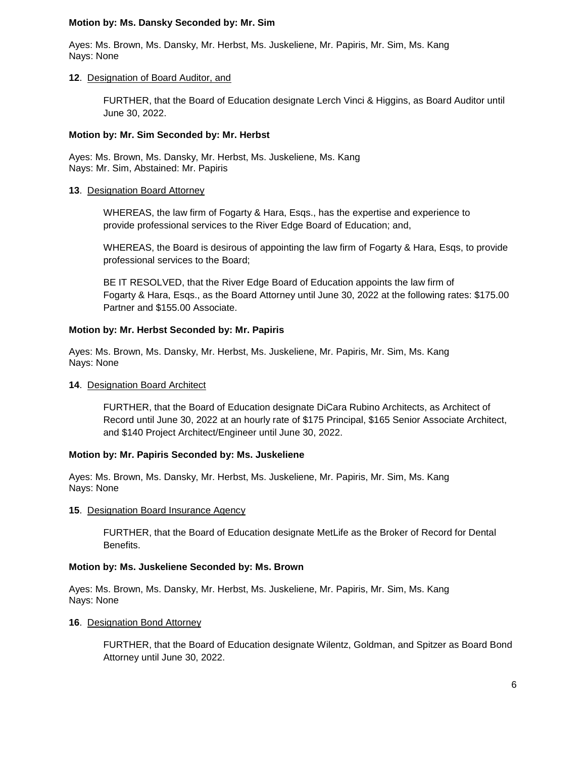**Motion by: Ms. Dansky Seconded by: Mr. Sim**

Ayes: Ms. Brown, Ms. Dansky, Mr. Herbst, Ms. Juskeliene, Mr. Papiris, Mr. Sim, Ms. Kang
Nays: None

**12**. Designation of Board Auditor, and

FURTHER, that the Board of Education designate Lerch Vinci & Higgins, as Board Auditor until June 30, 2022.

**Motion by: Mr. Sim Seconded by: Mr. Herbst**

Ayes: Ms. Brown, Ms. Dansky, Mr. Herbst, Ms. Juskeliene, Ms. Kang
Nays: Mr. Sim, Abstained: Mr. Papiris

**13**. Designation Board Attorney

WHEREAS, the law firm of Fogarty & Hara, Esqs., has the expertise and experience to provide professional services to the River Edge Board of Education; and,

WHEREAS, the Board is desirous of appointing the law firm of Fogarty & Hara, Esqs, to provide professional services to the Board;

BE IT RESOLVED, that the River Edge Board of Education appoints the law firm of Fogarty & Hara, Esqs., as the Board Attorney until June 30, 2022 at the following rates: $175.00 Partner and $155.00 Associate.

**Motion by: Mr. Herbst Seconded by: Mr. Papiris**

Ayes: Ms. Brown, Ms. Dansky, Mr. Herbst, Ms. Juskeliene, Mr. Papiris, Mr. Sim, Ms. Kang
Nays: None

**14**. Designation Board Architect

FURTHER, that the Board of Education designate DiCara Rubino Architects, as Architect of Record until June 30, 2022 at an hourly rate of $175 Principal, $165 Senior Associate Architect, and $140 Project Architect/Engineer until June 30, 2022.

**Motion by: Mr. Papiris Seconded by: Ms. Juskeliene**

Ayes: Ms. Brown, Ms. Dansky, Mr. Herbst, Ms. Juskeliene, Mr. Papiris, Mr. Sim, Ms. Kang
Nays: None

**15**. Designation Board Insurance Agency

FURTHER, that the Board of Education designate MetLife as the Broker of Record for Dental Benefits.

**Motion by: Ms. Juskeliene Seconded by: Ms. Brown**

Ayes: Ms. Brown, Ms. Dansky, Mr. Herbst, Ms. Juskeliene, Mr. Papiris, Mr. Sim, Ms. Kang
Nays: None

**16**. Designation Bond Attorney

FURTHER, that the Board of Education designate Wilentz, Goldman, and Spitzer as Board Bond Attorney until June 30, 2022.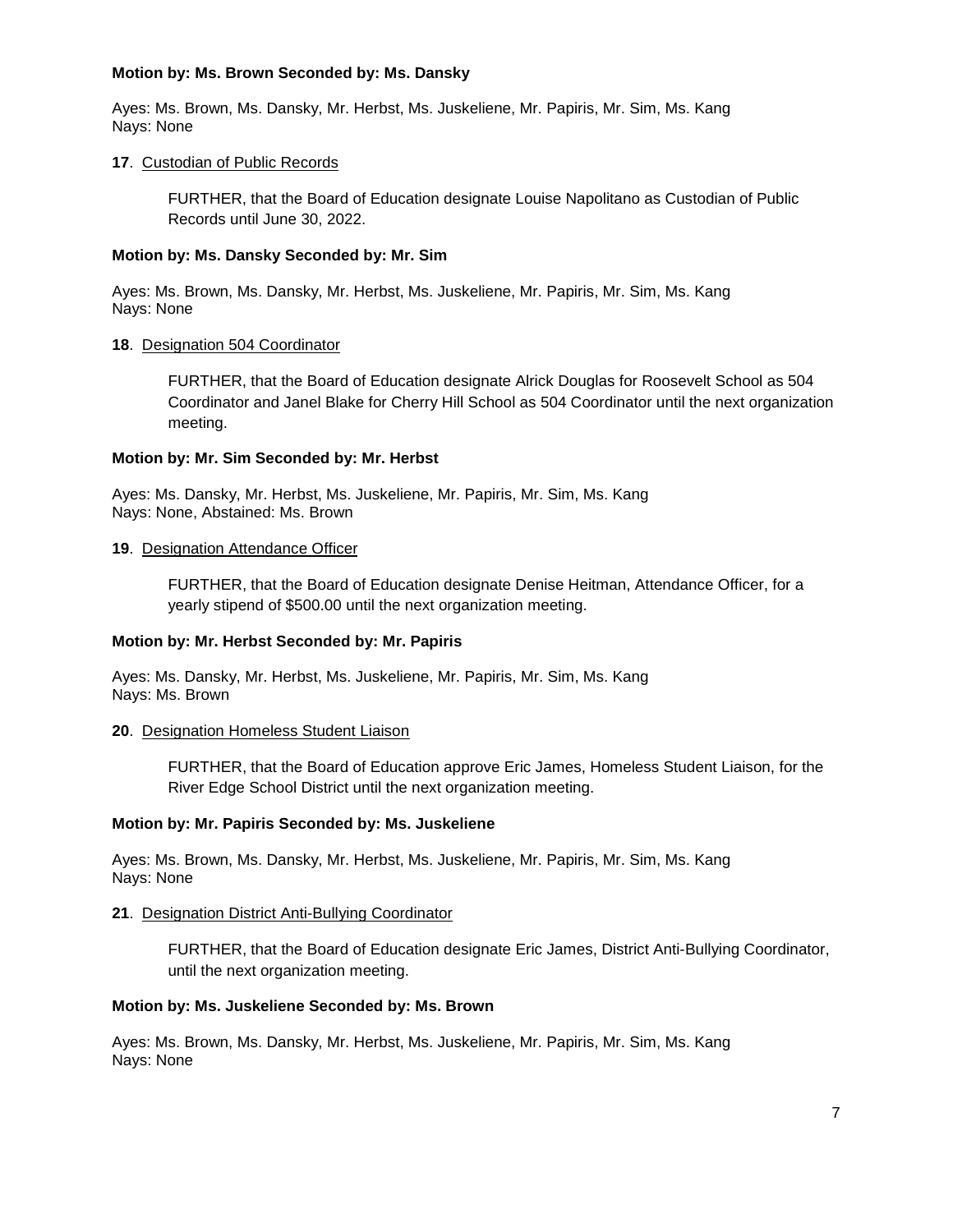**Motion by: Ms. Brown Seconded by: Ms. Dansky**

Ayes: Ms. Brown, Ms. Dansky, Mr. Herbst, Ms. Juskeliene, Mr. Papiris, Mr. Sim, Ms. Kang
Nays: None

**17**. <u>Custodian of Public Records</u>

> FURTHER, that the Board of Education designate Louise Napolitano as Custodian of Public Records until June 30, 2022.

**Motion by: Ms. Dansky Seconded by: Mr. Sim**

Ayes: Ms. Brown, Ms. Dansky, Mr. Herbst, Ms. Juskeliene, Mr. Papiris, Mr. Sim, Ms. Kang
Nays: None

**18**. <u>Designation 504 Coordinator</u>

> FURTHER, that the Board of Education designate Alrick Douglas for Roosevelt School as 504 Coordinator and Janel Blake for Cherry Hill School as 504 Coordinator until the next organization meeting.

**Motion by: Mr. Sim Seconded by: Mr. Herbst**

Ayes: Ms. Dansky, Mr. Herbst, Ms. Juskeliene, Mr. Papiris, Mr. Sim, Ms. Kang
Nays: None, Abstained: Ms. Brown

**19**. <u>Designation Attendance Officer</u>

> FURTHER, that the Board of Education designate Denise Heitman, Attendance Officer, for a yearly stipend of $500.00 until the next organization meeting.

**Motion by: Mr. Herbst Seconded by: Mr. Papiris**

Ayes: Ms. Dansky, Mr. Herbst, Ms. Juskeliene, Mr. Papiris, Mr. Sim, Ms. Kang
Nays: Ms. Brown

**20**. <u>Designation Homeless Student Liaison</u>

> FURTHER, that the Board of Education approve Eric James, Homeless Student Liaison, for the River Edge School District until the next organization meeting.

**Motion by: Mr. Papiris Seconded by: Ms. Juskeliene**

Ayes: Ms. Brown, Ms. Dansky, Mr. Herbst, Ms. Juskeliene, Mr. Papiris, Mr. Sim, Ms. Kang
Nays: None

**21**. <u>Designation District Anti-Bullying Coordinator</u>

> FURTHER, that the Board of Education designate Eric James, District Anti-Bullying Coordinator, until the next organization meeting.

**Motion by: Ms. Juskeliene Seconded by: Ms. Brown**

Ayes: Ms. Brown, Ms. Dansky, Mr. Herbst, Ms. Juskeliene, Mr. Papiris, Mr. Sim, Ms. Kang
Nays: None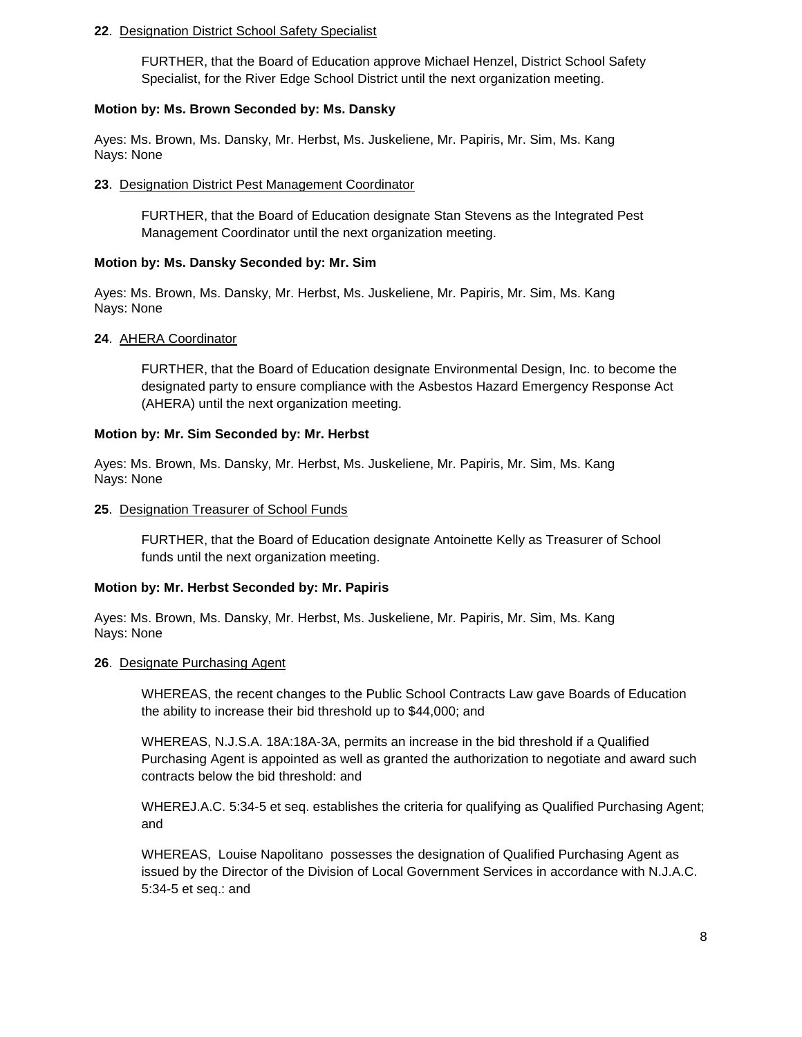**22**. Designation District School Safety Specialist

FURTHER, that the Board of Education approve Michael Henzel, District School Safety Specialist, for the River Edge School District until the next organization meeting.

**Motion by: Ms. Brown Seconded by: Ms. Dansky**

Ayes: Ms. Brown, Ms. Dansky, Mr. Herbst, Ms. Juskeliene, Mr. Papiris, Mr. Sim, Ms. Kang
Nays: None

**23**. Designation District Pest Management Coordinator

FURTHER, that the Board of Education designate Stan Stevens as the Integrated Pest Management Coordinator until the next organization meeting.

**Motion by: Ms. Dansky Seconded by: Mr. Sim**

Ayes: Ms. Brown, Ms. Dansky, Mr. Herbst, Ms. Juskeliene, Mr. Papiris, Mr. Sim, Ms. Kang
Nays: None

**24**. AHERA Coordinator

FURTHER, that the Board of Education designate Environmental Design, Inc. to become the designated party to ensure compliance with the Asbestos Hazard Emergency Response Act (AHERA) until the next organization meeting.

**Motion by: Mr. Sim Seconded by: Mr. Herbst**

Ayes: Ms. Brown, Ms. Dansky, Mr. Herbst, Ms. Juskeliene, Mr. Papiris, Mr. Sim, Ms. Kang
Nays: None

**25**. Designation Treasurer of School Funds

FURTHER, that the Board of Education designate Antoinette Kelly as Treasurer of School funds until the next organization meeting.

**Motion by: Mr. Herbst Seconded by: Mr. Papiris**

Ayes: Ms. Brown, Ms. Dansky, Mr. Herbst, Ms. Juskeliene, Mr. Papiris, Mr. Sim, Ms. Kang
Nays: None

**26**. Designate Purchasing Agent

WHEREAS, the recent changes to the Public School Contracts Law gave Boards of Education the ability to increase their bid threshold up to $44,000; and

WHEREAS, N.J.S.A. 18A:18A-3A, permits an increase in the bid threshold if a Qualified Purchasing Agent is appointed as well as granted the authorization to negotiate and award such contracts below the bid threshold: and

WHEREJ.A.C. 5:34-5 et seq. establishes the criteria for qualifying as Qualified Purchasing Agent; and

WHEREAS, Louise Napolitano possesses the designation of Qualified Purchasing Agent as issued by the Director of the Division of Local Government Services in accordance with N.J.A.C. 5:34-5 et seq.: and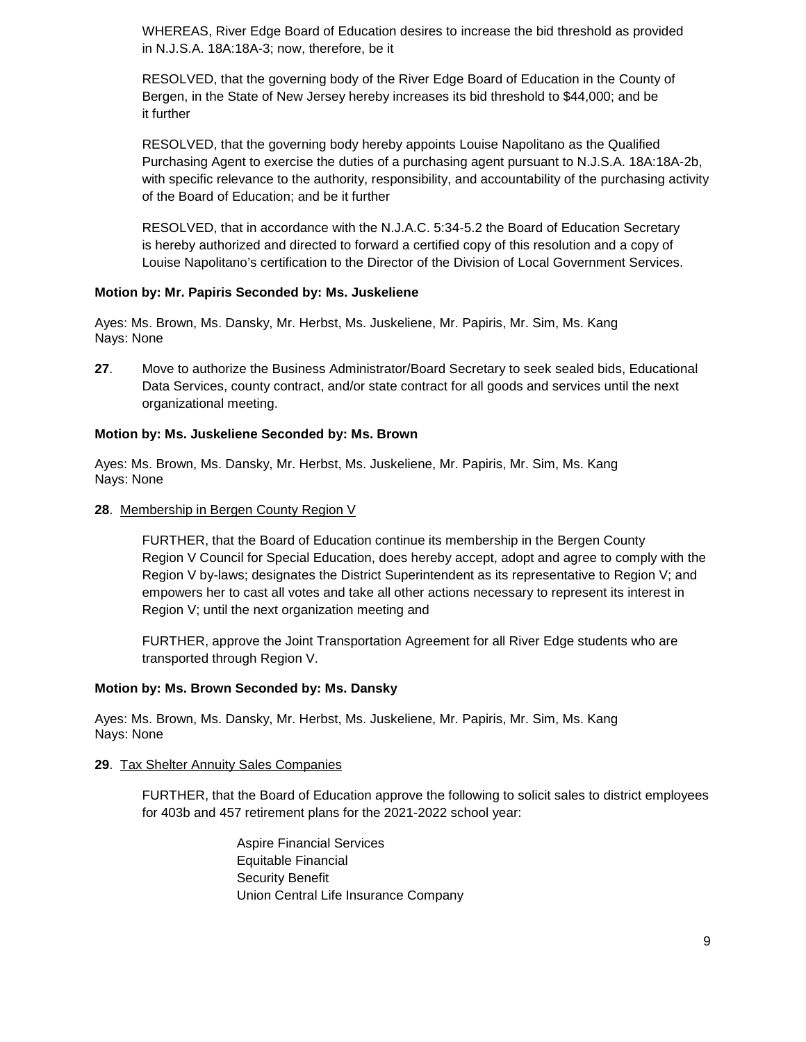WHEREAS, River Edge Board of Education desires to increase the bid threshold as provided in N.J.S.A. 18A:18A-3; now, therefore, be it

RESOLVED, that the governing body of the River Edge Board of Education in the County of Bergen, in the State of New Jersey hereby increases its bid threshold to $44,000; and be it further

RESOLVED, that the governing body hereby appoints Louise Napolitano as the Qualified Purchasing Agent to exercise the duties of a purchasing agent pursuant to N.J.S.A. 18A:18A-2b, with specific relevance to the authority, responsibility, and accountability of the purchasing activity of the Board of Education; and be it further

RESOLVED, that in accordance with the N.J.A.C. 5:34-5.2 the Board of Education Secretary is hereby authorized and directed to forward a certified copy of this resolution and a copy of Louise Napolitano's certification to the Director of the Division of Local Government Services.

**Motion by: Mr. Papiris Seconded by: Ms. Juskeliene**

Ayes: Ms. Brown, Ms. Dansky, Mr. Herbst, Ms. Juskeliene, Mr. Papiris, Mr. Sim, Ms. Kang
Nays: None

**27**. Move to authorize the Business Administrator/Board Secretary to seek sealed bids, Educational Data Services, county contract, and/or state contract for all goods and services until the next organizational meeting.

**Motion by: Ms. Juskeliene Seconded by: Ms. Brown**

Ayes: Ms. Brown, Ms. Dansky, Mr. Herbst, Ms. Juskeliene, Mr. Papiris, Mr. Sim, Ms. Kang
Nays: None

**28**. <u>Membership in Bergen County Region V</u>

FURTHER, that the Board of Education continue its membership in the Bergen County Region V Council for Special Education, does hereby accept, adopt and agree to comply with the Region V by-laws; designates the District Superintendent as its representative to Region V; and empowers her to cast all votes and take all other actions necessary to represent its interest in Region V; until the next organization meeting and

FURTHER, approve the Joint Transportation Agreement for all River Edge students who are transported through Region V.

**Motion by: Ms. Brown Seconded by: Ms. Dansky**

Ayes: Ms. Brown, Ms. Dansky, Mr. Herbst, Ms. Juskeliene, Mr. Papiris, Mr. Sim, Ms. Kang
Nays: None

**29**. <u>Tax Shelter Annuity Sales Companies</u>

FURTHER, that the Board of Education approve the following to solicit sales to district employees for 403b and 457 retirement plans for the 2021-2022 school year:

Aspire Financial Services
Equitable Financial
Security Benefit
Union Central Life Insurance Company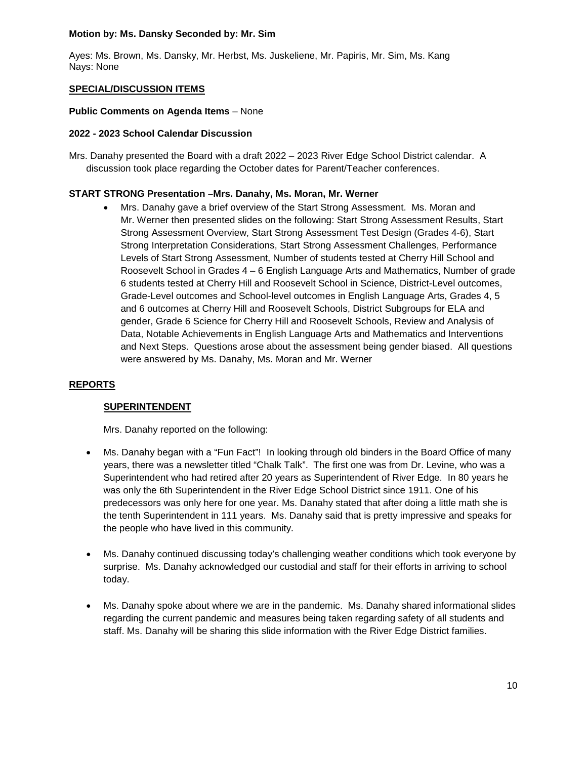**Motion by: Ms. Dansky Seconded by: Mr. Sim**

Ayes: Ms. Brown, Ms. Dansky, Mr. Herbst, Ms. Juskeliene, Mr. Papiris, Mr. Sim, Ms. Kang
Nays: None

**SPECIAL/DISCUSSION ITEMS**

**Public Comments on Agenda Items** – None

**2022 - 2023 School Calendar Discussion**

Mrs. Danahy presented the Board with a draft 2022 – 2023 River Edge School District calendar. A discussion took place regarding the October dates for Parent/Teacher conferences.

**START STRONG Presentation –Mrs. Danahy, Ms. Moran, Mr. Werner**

- Mrs. Danahy gave a brief overview of the Start Strong Assessment. Ms. Moran and Mr. Werner then presented slides on the following: Start Strong Assessment Results, Start Strong Assessment Overview, Start Strong Assessment Test Design (Grades 4-6), Start Strong Interpretation Considerations, Start Strong Assessment Challenges, Performance Levels of Start Strong Assessment, Number of students tested at Cherry Hill School and Roosevelt School in Grades 4 – 6 English Language Arts and Mathematics, Number of grade 6 students tested at Cherry Hill and Roosevelt School in Science, District-Level outcomes, Grade-Level outcomes and School-level outcomes in English Language Arts, Grades 4, 5 and 6 outcomes at Cherry Hill and Roosevelt Schools, District Subgroups for ELA and gender, Grade 6 Science for Cherry Hill and Roosevelt Schools, Review and Analysis of Data, Notable Achievements in English Language Arts and Mathematics and Interventions and Next Steps. Questions arose about the assessment being gender biased. All questions were answered by Ms. Danahy, Ms. Moran and Mr. Werner

**REPORTS**

**SUPERINTENDENT**

Mrs. Danahy reported on the following:

- Ms. Danahy began with a "Fun Fact"! In looking through old binders in the Board Office of many years, there was a newsletter titled "Chalk Talk". The first one was from Dr. Levine, who was a Superintendent who had retired after 20 years as Superintendent of River Edge. In 80 years he was only the 6th Superintendent in the River Edge School District since 1911. One of his predecessors was only here for one year. Ms. Danahy stated that after doing a little math she is the tenth Superintendent in 111 years. Ms. Danahy said that is pretty impressive and speaks for the people who have lived in this community.

- Ms. Danahy continued discussing today's challenging weather conditions which took everyone by surprise. Ms. Danahy acknowledged our custodial and staff for their efforts in arriving to school today.

- Ms. Danahy spoke about where we are in the pandemic. Ms. Danahy shared informational slides regarding the current pandemic and measures being taken regarding safety of all students and staff. Ms. Danahy will be sharing this slide information with the River Edge District families.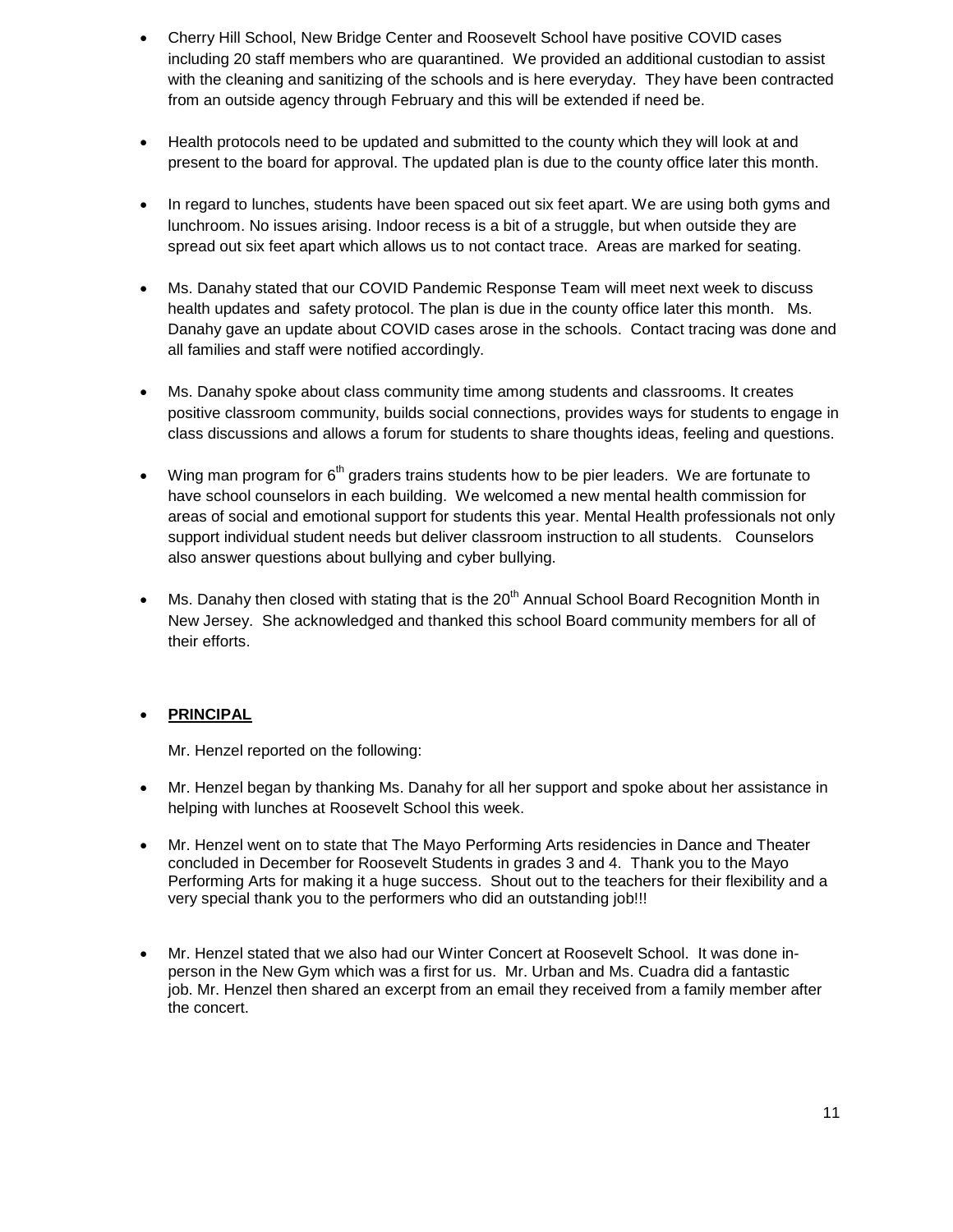- Cherry Hill School, New Bridge Center and Roosevelt School have positive COVID cases including 20 staff members who are quarantined. We provided an additional custodian to assist with the cleaning and sanitizing of the schools and is here everyday. They have been contracted from an outside agency through February and this will be extended if need be.

- Health protocols need to be updated and submitted to the county which they will look at and present to the board for approval. The updated plan is due to the county office later this month.

- In regard to lunches, students have been spaced out six feet apart. We are using both gyms and lunchroom. No issues arising. Indoor recess is a bit of a struggle, but when outside they are spread out six feet apart which allows us to not contact trace. Areas are marked for seating.

- Ms. Danahy stated that our COVID Pandemic Response Team will meet next week to discuss health updates and safety protocol. The plan is due in the county office later this month. Ms. Danahy gave an update about COVID cases arose in the schools. Contact tracing was done and all families and staff were notified accordingly.

- Ms. Danahy spoke about class community time among students and classrooms. It creates positive classroom community, builds social connections, provides ways for students to engage in class discussions and allows a forum for students to share thoughts ideas, feeling and questions.

- Wing man program for 6th graders trains students how to be pier leaders. We are fortunate to have school counselors in each building. We welcomed a new mental health commission for areas of social and emotional support for students this year. Mental Health professionals not only support individual student needs but deliver classroom instruction to all students. Counselors also answer questions about bullying and cyber bullying.

- Ms. Danahy then closed with stating that is the 20th Annual School Board Recognition Month in New Jersey. She acknowledged and thanked this school Board community members for all of their efforts.

- **PRINCIPAL**

  Mr. Henzel reported on the following:

- Mr. Henzel began by thanking Ms. Danahy for all her support and spoke about her assistance in helping with lunches at Roosevelt School this week.

- Mr. Henzel went on to state that The Mayo Performing Arts residencies in Dance and Theater concluded in December for Roosevelt Students in grades 3 and 4. Thank you to the Mayo Performing Arts for making it a huge success. Shout out to the teachers for their flexibility and a very special thank you to the performers who did an outstanding job!!!

- Mr. Henzel stated that we also had our Winter Concert at Roosevelt School. It was done in-person in the New Gym which was a first for us. Mr. Urban and Ms. Cuadra did a fantastic job. Mr. Henzel then shared an excerpt from an email they received from a family member after the concert.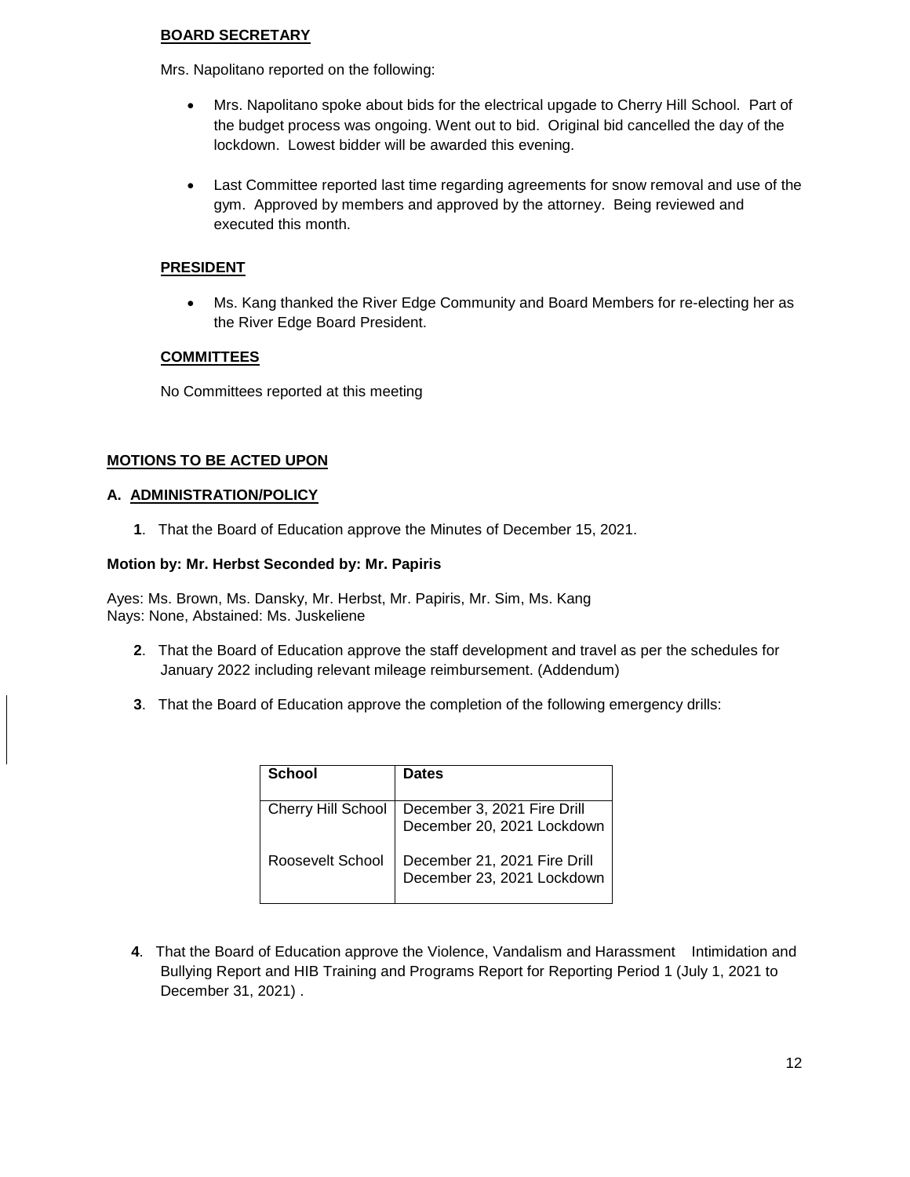**BOARD SECRETARY**

Mrs. Napolitano reported on the following:

- Mrs. Napolitano spoke about bids for the electrical upgade to Cherry Hill School. Part of the budget process was ongoing. Went out to bid. Original bid cancelled the day of the lockdown. Lowest bidder will be awarded this evening.
- Last Committee reported last time regarding agreements for snow removal and use of the gym. Approved by members and approved by the attorney. Being reviewed and executed this month.

**PRESIDENT**

- Ms. Kang thanked the River Edge Community and Board Members for re-electing her as the River Edge Board President.

**COMMITTEES**

No Committees reported at this meeting

## MOTIONS TO BE ACTED UPON

### A. ADMINISTRATION/POLICY

**1**. That the Board of Education approve the Minutes of December 15, 2021.

**Motion by: Mr. Herbst Seconded by: Mr. Papiris**

Ayes: Ms. Brown, Ms. Dansky, Mr. Herbst, Mr. Papiris, Mr. Sim, Ms. Kang
Nays: None, Abstained: Ms. Juskeliene

**2**. That the Board of Education approve the staff development and travel as per the schedules for January 2022 including relevant mileage reimbursement. (Addendum)

**3**. That the Board of Education approve the completion of the following emergency drills:

| School | Dates |
|---|---|
| Cherry Hill School | December 3, 2021 Fire Drill<br>December 20, 2021 Lockdown |
| Roosevelt School | December 21, 2021 Fire Drill<br>December 23, 2021 Lockdown |

**4**. That the Board of Education approve the Violence, Vandalism and Harassment Intimidation and Bullying Report and HIB Training and Programs Report for Reporting Period 1 (July 1, 2021 to December 31, 2021) .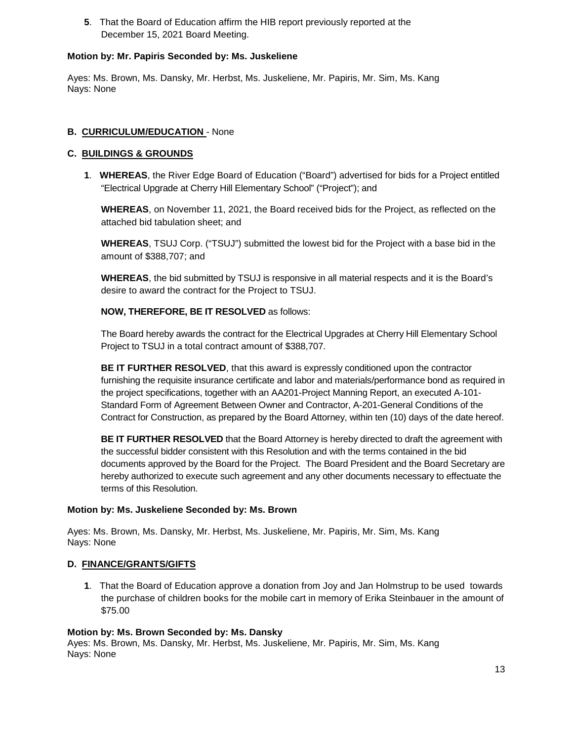**5**. That the Board of Education affirm the HIB report previously reported at the December 15, 2021 Board Meeting.

**Motion by: Mr. Papiris Seconded by: Ms. Juskeliene**

Ayes: Ms. Brown, Ms. Dansky, Mr. Herbst, Ms. Juskeliene, Mr. Papiris, Mr. Sim, Ms. Kang
Nays: None

**B. CURRICULUM/EDUCATION** - None

**C. BUILDINGS & GROUNDS**

**1**. **WHEREAS**, the River Edge Board of Education ("Board") advertised for bids for a Project entitled "Electrical Upgrade at Cherry Hill Elementary School" ("Project"); and

**WHEREAS**, on November 11, 2021, the Board received bids for the Project, as reflected on the attached bid tabulation sheet; and

**WHEREAS**, TSUJ Corp. ("TSUJ") submitted the lowest bid for the Project with a base bid in the amount of $388,707; and

**WHEREAS**, the bid submitted by TSUJ is responsive in all material respects and it is the Board's desire to award the contract for the Project to TSUJ.

**NOW, THEREFORE, BE IT RESOLVED** as follows:

The Board hereby awards the contract for the Electrical Upgrades at Cherry Hill Elementary School Project to TSUJ in a total contract amount of $388,707.

**BE IT FURTHER RESOLVED**, that this award is expressly conditioned upon the contractor furnishing the requisite insurance certificate and labor and materials/performance bond as required in the project specifications, together with an AA201-Project Manning Report, an executed A-101-Standard Form of Agreement Between Owner and Contractor, A-201-General Conditions of the Contract for Construction, as prepared by the Board Attorney, within ten (10) days of the date hereof.

**BE IT FURTHER RESOLVED** that the Board Attorney is hereby directed to draft the agreement with the successful bidder consistent with this Resolution and with the terms contained in the bid documents approved by the Board for the Project. The Board President and the Board Secretary are hereby authorized to execute such agreement and any other documents necessary to effectuate the terms of this Resolution.

**Motion by: Ms. Juskeliene Seconded by: Ms. Brown**

Ayes: Ms. Brown, Ms. Dansky, Mr. Herbst, Ms. Juskeliene, Mr. Papiris, Mr. Sim, Ms. Kang
Nays: None

**D. FINANCE/GRANTS/GIFTS**

**1**. That the Board of Education approve a donation from Joy and Jan Holmstrup to be used towards the purchase of children books for the mobile cart in memory of Erika Steinbauer in the amount of $75.00

**Motion by: Ms. Brown Seconded by: Ms. Dansky**
Ayes: Ms. Brown, Ms. Dansky, Mr. Herbst, Ms. Juskeliene, Mr. Papiris, Mr. Sim, Ms. Kang
Nays: None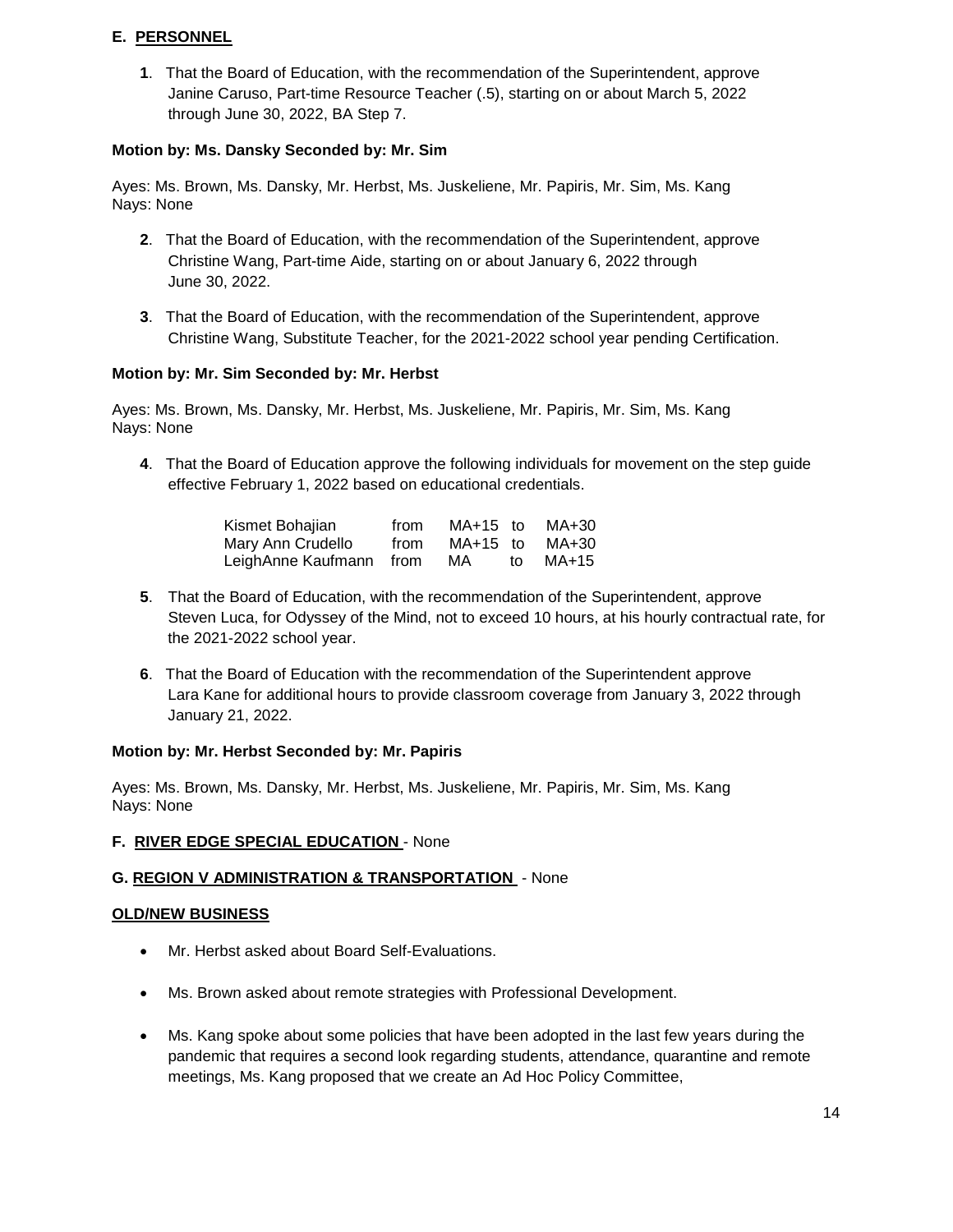**E. PERSONNEL**

**1**. That the Board of Education, with the recommendation of the Superintendent, approve Janine Caruso, Part-time Resource Teacher (.5), starting on or about March 5, 2022 through June 30, 2022, BA Step 7.

**Motion by: Ms. Dansky Seconded by: Mr. Sim**

Ayes: Ms. Brown, Ms. Dansky, Mr. Herbst, Ms. Juskeliene, Mr. Papiris, Mr. Sim, Ms. Kang
Nays: None

**2**. That the Board of Education, with the recommendation of the Superintendent, approve Christine Wang, Part-time Aide, starting on or about January 6, 2022 through June 30, 2022.

**3**. That the Board of Education, with the recommendation of the Superintendent, approve Christine Wang, Substitute Teacher, for the 2021-2022 school year pending Certification.

**Motion by: Mr. Sim Seconded by: Mr. Herbst**

Ayes: Ms. Brown, Ms. Dansky, Mr. Herbst, Ms. Juskeliene, Mr. Papiris, Mr. Sim, Ms. Kang
Nays: None

**4**. That the Board of Education approve the following individuals for movement on the step guide effective February 1, 2022 based on educational credentials.

| | | | | |
|---|---|---|---|---|
| Kismet Bohajian | from | MA+15 | to | MA+30 |
| Mary Ann Crudello | from | MA+15 | to | MA+30 |
| LeighAnne Kaufmann | from | MA | to | MA+15 |

**5**. That the Board of Education, with the recommendation of the Superintendent, approve Steven Luca, for Odyssey of the Mind, not to exceed 10 hours, at his hourly contractual rate, for the 2021-2022 school year.

**6**. That the Board of Education with the recommendation of the Superintendent approve Lara Kane for additional hours to provide classroom coverage from January 3, 2022 through January 21, 2022.

**Motion by: Mr. Herbst Seconded by: Mr. Papiris**

Ayes: Ms. Brown, Ms. Dansky, Mr. Herbst, Ms. Juskeliene, Mr. Papiris, Mr. Sim, Ms. Kang
Nays: None

**F. RIVER EDGE SPECIAL EDUCATION** - None

**G. REGION V ADMINISTRATION & TRANSPORTATION** - None

**OLD/NEW BUSINESS**

- Mr. Herbst asked about Board Self-Evaluations.
- Ms. Brown asked about remote strategies with Professional Development.
- Ms. Kang spoke about some policies that have been adopted in the last few years during the pandemic that requires a second look regarding students, attendance, quarantine and remote meetings, Ms. Kang proposed that we create an Ad Hoc Policy Committee,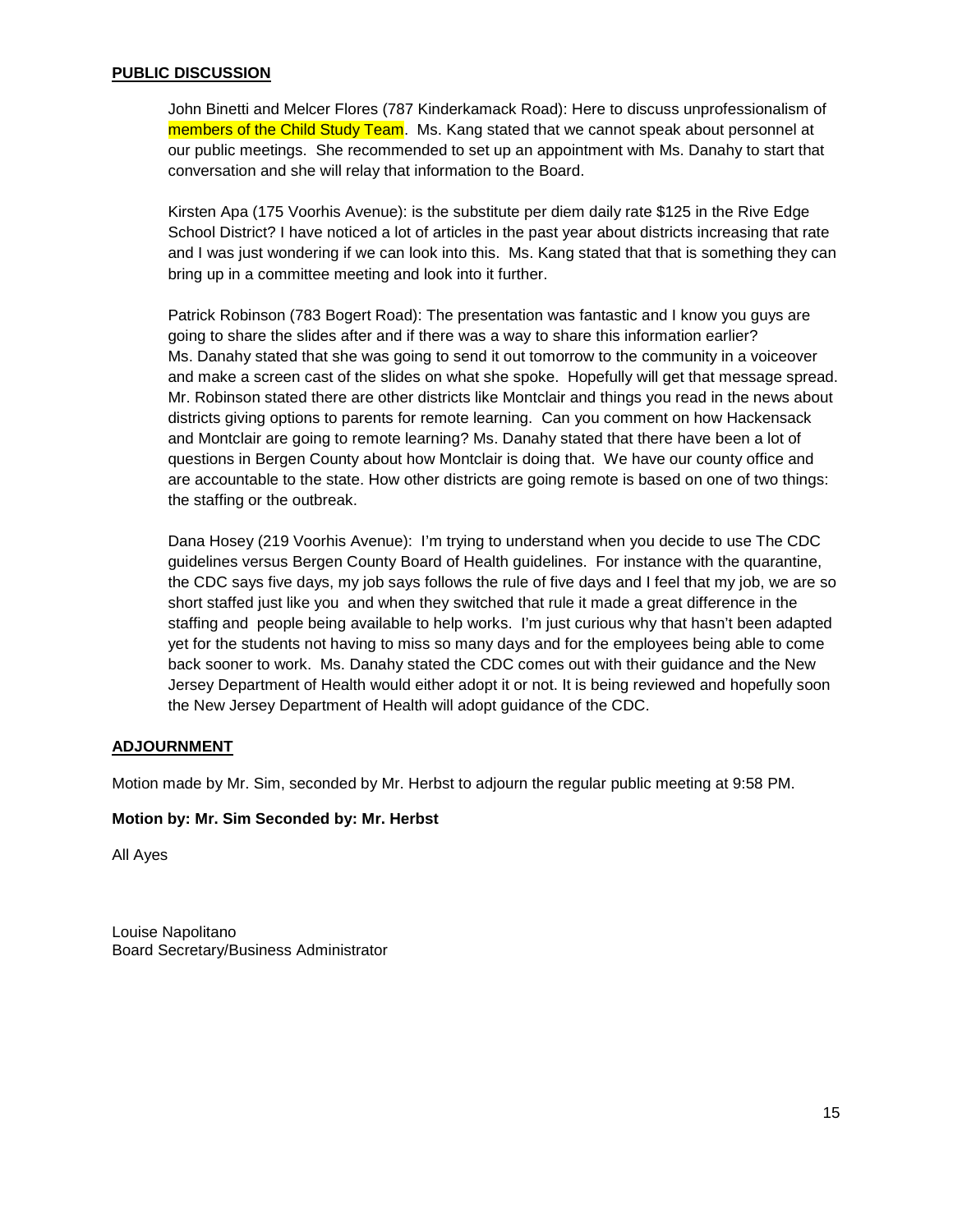**PUBLIC DISCUSSION**

John Binetti and Melcer Flores (787 Kinderkamack Road): Here to discuss unprofessionalism of members of the Child Study Team. Ms. Kang stated that we cannot speak about personnel at our public meetings. She recommended to set up an appointment with Ms. Danahy to start that conversation and she will relay that information to the Board.

Kirsten Apa (175 Voorhis Avenue): is the substitute per diem daily rate $125 in the Rive Edge School District? I have noticed a lot of articles in the past year about districts increasing that rate and I was just wondering if we can look into this. Ms. Kang stated that that is something they can bring up in a committee meeting and look into it further.

Patrick Robinson (783 Bogert Road): The presentation was fantastic and I know you guys are going to share the slides after and if there was a way to share this information earlier? Ms. Danahy stated that she was going to send it out tomorrow to the community in a voiceover and make a screen cast of the slides on what she spoke. Hopefully will get that message spread. Mr. Robinson stated there are other districts like Montclair and things you read in the news about districts giving options to parents for remote learning. Can you comment on how Hackensack and Montclair are going to remote learning? Ms. Danahy stated that there have been a lot of questions in Bergen County about how Montclair is doing that. We have our county office and are accountable to the state. How other districts are going remote is based on one of two things: the staffing or the outbreak.

Dana Hosey (219 Voorhis Avenue): I'm trying to understand when you decide to use The CDC guidelines versus Bergen County Board of Health guidelines. For instance with the quarantine, the CDC says five days, my job says follows the rule of five days and I feel that my job, we are so short staffed just like you and when they switched that rule it made a great difference in the staffing and people being available to help works. I'm just curious why that hasn't been adapted yet for the students not having to miss so many days and for the employees being able to come back sooner to work. Ms. Danahy stated the CDC comes out with their guidance and the New Jersey Department of Health would either adopt it or not. It is being reviewed and hopefully soon the New Jersey Department of Health will adopt guidance of the CDC.

**ADJOURNMENT**

Motion made by Mr. Sim, seconded by Mr. Herbst to adjourn the regular public meeting at 9:58 PM.

**Motion by: Mr. Sim Seconded by: Mr. Herbst**

All Ayes

Louise Napolitano
Board Secretary/Business Administrator